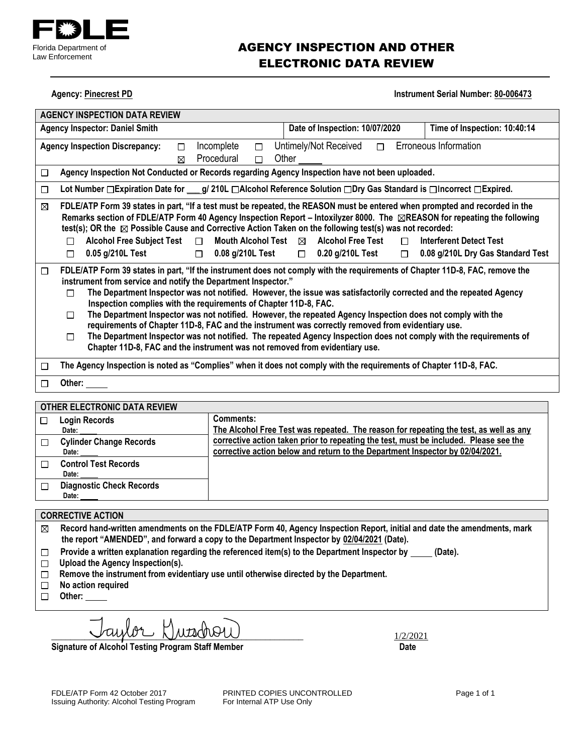Florida Department of Law Enforcement

# AGENCY INSPECTION AND OTHER ELECTRONIC DATA REVIEW

**Agency:** Pinecrest PD **Instrument Serial Number:** 80-006473

## AGENCY INSPECTION DATA REVIEW

| Agency Inspector: Daniel Smith | Date of Inspection: 10/07/2020 | Time of Inspection: 10:40:14 |
|---|---|---|

**Agency Inspection Discrepancy:** ☐ Incomplete ☐ Untimely/Not Received ☐ Erroneous Information ☒ Procedural ☐ Other ____

☐ **Agency Inspection Not Conducted or Records regarding Agency Inspection have not been uploaded.**

☐ **Lot Number ☐Expiration Date for ___g/ 210L ☐Alcohol Reference Solution ☐Dry Gas Standard is ☐Incorrect ☐Expired.**

☒ **FDLE/ATP Form 39 states in part, "If a test must be repeated, the REASON must be entered when prompted and recorded in the Remarks section of FDLE/ATP Form 40 Agency Inspection Report – Intoxilyzer 8000. The ☒REASON for repeating the following test(s); OR the ☒ Possible Cause and Corrective Action Taken on the following test(s) was not recorded:**

- ☐ **Alcohol Free Subject Test** ☐ **Mouth Alcohol Test** ☒ **Alcohol Free Test** ☐ **Interferent Detect Test**
- ☐ **0.05 g/210L Test** ☐ **0.08 g/210L Test** ☐ **0.20 g/210L Test** ☐ **0.08 g/210L Dry Gas Standard Test**

☐ **FDLE/ATP Form 39 states in part, "If the instrument does not comply with the requirements of Chapter 11D-8, FAC, remove the instrument from service and notify the Department Inspector."**

- ☐ **The Department Inspector was not notified. However, the issue was satisfactorily corrected and the repeated Agency Inspection complies with the requirements of Chapter 11D-8, FAC.**
- ☐ **The Department Inspector was not notified. However, the repeated Agency Inspection does not comply with the requirements of Chapter 11D-8, FAC and the instrument was correctly removed from evidentiary use.**
- ☐ **The Department Inspector was not notified. The repeated Agency Inspection does not comply with the requirements of Chapter 11D-8, FAC and the instrument was not removed from evidentiary use.**

☐ **The Agency Inspection is noted as "Complies" when it does not comply with the requirements of Chapter 11D-8, FAC.**

☐ **Other:** ____

## OTHER ELECTRONIC DATA REVIEW

| Records | Comments |
|---|---|
| ☐ **Login Records** Date: ____ | **Comments:** The Alcohol Free Test was repeated. The reason for repeating the test, as well as any corrective action taken prior to repeating the test, must be included. Please see the corrective action below and return to the Department Inspector by 02/04/2021. |
| ☐ **Cylinder Change Records** Date: ____ | |
| ☐ **Control Test Records** Date: ____ | |
| ☐ **Diagnostic Check Records** Date: ____ | |

## CORRECTIVE ACTION

☒ **Record hand-written amendments on the FDLE/ATP Form 40, Agency Inspection Report, initial and date the amendments, mark the report "AMENDED", and forward a copy to the Department Inspector by 02/04/2021 (Date).**

☐ **Provide a written explanation regarding the referenced item(s) to the Department Inspector by ____ (Date).**

☐ **Upload the Agency Inspection(s).**

☐ **Remove the instrument from evidentiary use until otherwise directed by the Department.**

☐ **No action required**

☐ **Other:** ____

Taylor Gustafson — 1/2/2021

**Signature of Alcohol Testing Program Staff Member** **Date**

FDLE/ATP Form 42 October 2017
Issuing Authority: Alcohol Testing Program

PRINTED COPIES UNCONTROLLED
For Internal ATP Use Only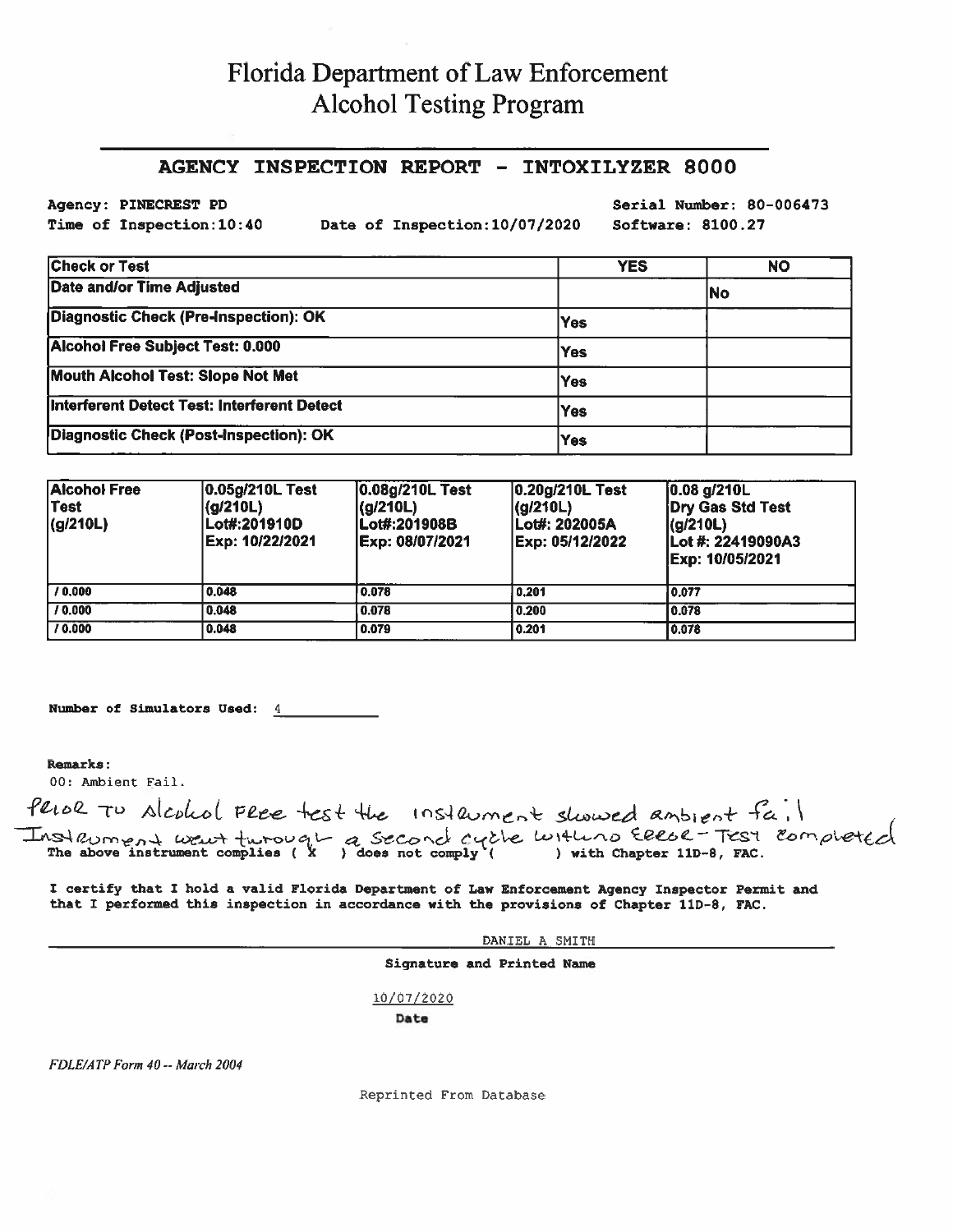# Florida Department of Law Enforcement
## Alcohol Testing Program

### AGENCY INSPECTION REPORT - INTOXILYZER 8000

**Agency: PINECREST PD** | **Serial Number: 80-006473**

**Time of Inspection:10:40** | **Date of Inspection:10/07/2020** | **Software: 8100.27**

| Check or Test | YES | NO |
|---|---|---|
| Date and/or Time Adjusted | | No |
| Diagnostic Check (Pre-Inspection): OK | Yes | |
| Alcohol Free Subject Test: 0.000 | Yes | |
| Mouth Alcohol Test: Slope Not Met | Yes | |
| Interferent Detect Test: Interferent Detect | Yes | |
| Diagnostic Check (Post-Inspection): OK | Yes | |

| Alcohol Free Test (g/210L) | 0.05g/210L Test (g/210L) Lot#:201910D Exp: 10/22/2021 | 0.08g/210L Test (g/210L) Lot#:201908B Exp: 08/07/2021 | 0.20g/210L Test (g/210L) Lot#: 202005A Exp: 05/12/2022 | 0.08 g/210L Dry Gas Std Test (g/210L) Lot #: 22419090A3 Exp: 10/05/2021 |
|---|---|---|---|---|
| / 0.000 | 0.048 | 0.078 | 0.201 | 0.077 |
| / 0.000 | 0.048 | 0.078 | 0.200 | 0.078 |
| / 0.000 | 0.048 | 0.079 | 0.201 | 0.078 |

**Number of Simulators Used:** 4

**Remarks:**

00: Ambient Fail.

Prior to Alcohol Free test the instrument showed ambient fail Instrument went through a second cycle with no Error - Test completed

The above instrument complies ( X ) does not comply ( ) with Chapter 11D-8, FAC.

I certify that I hold a valid Florida Department of Law Enforcement Agency Inspector Permit and that I performed this inspection in accordance with the provisions of Chapter 11D-8, FAC.

DANIEL A SMITH

**Signature and Printed Name**

10/07/2020

**Date**

*FDLE/ATP Form 40 -- March 2004*

Reprinted From Database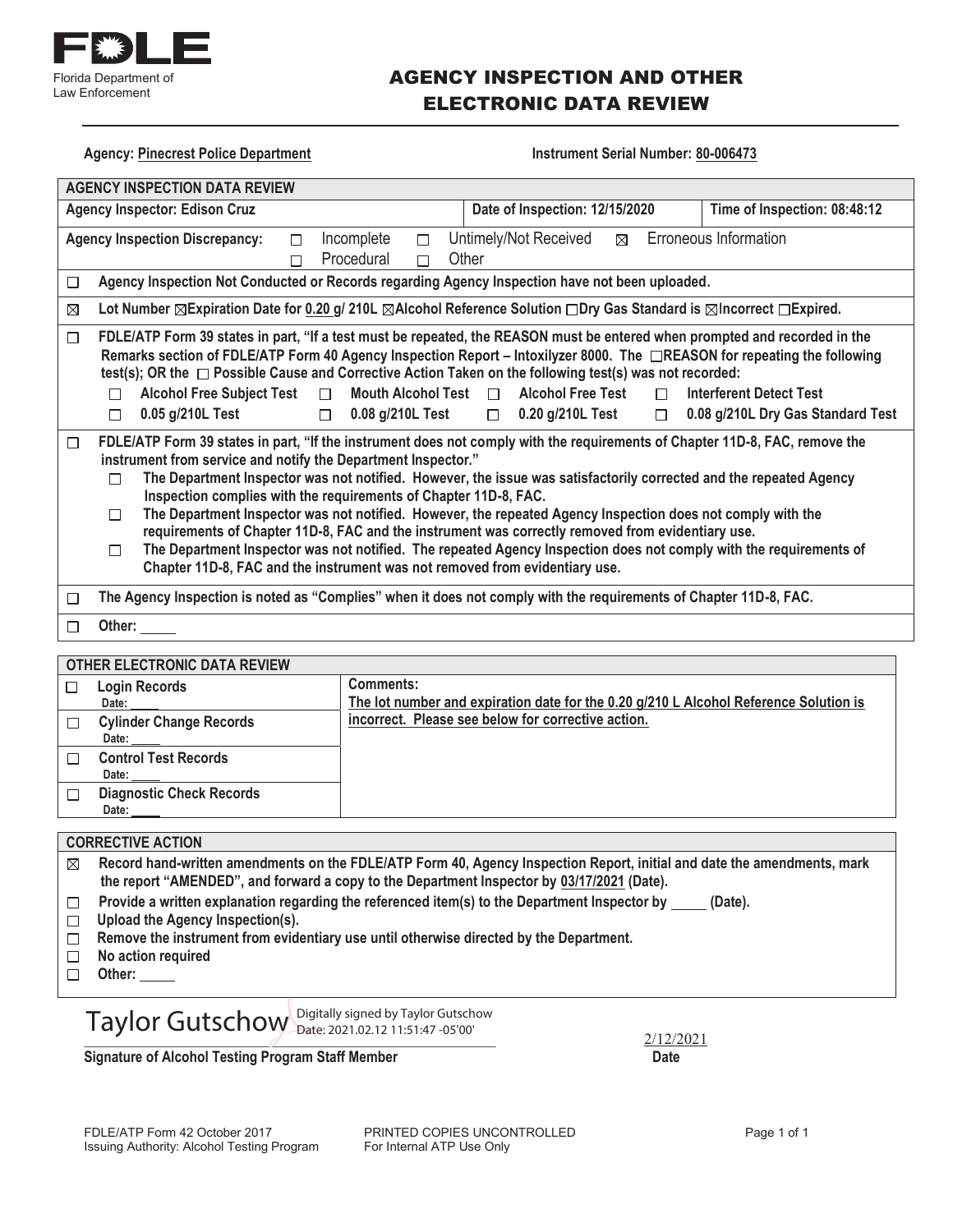FDLE

Florida Department of Law Enforcement

# AGENCY INSPECTION AND OTHER ELECTRONIC DATA REVIEW

**Agency:** **Pinecrest Police Department** **Instrument Serial Number:** **80-006473**

## AGENCY INSPECTION DATA REVIEW

| | | |
|---|---|---|
| **Agency Inspector: Edison Cruz** | **Date of Inspection: 12/15/2020** | **Time of Inspection: 08:48:12** |

**Agency Inspection Discrepancy:** ☐ Incomplete ☐ Untimely/Not Received ☒ Erroneous Information ☐ Procedural ☐ Other

☐ **Agency Inspection Not Conducted or Records regarding Agency Inspection have not been uploaded.**

☒ **Lot Number ☒Expiration Date for 0.20 g/ 210L ☒Alcohol Reference Solution ☐Dry Gas Standard is ☒Incorrect ☐Expired.**

☐ **FDLE/ATP Form 39 states in part, "If a test must be repeated, the REASON must be entered when prompted and recorded in the Remarks section of FDLE/ATP Form 40 Agency Inspection Report – Intoxilyzer 8000. The ☐REASON for repeating the following test(s); OR the ☐ Possible Cause and Corrective Action Taken on the following test(s) was not recorded:**

- ☐ **Alcohol Free Subject Test** ☐ **Mouth Alcohol Test** ☐ **Alcohol Free Test** ☐ **Interferent Detect Test**
- ☐ **0.05 g/210L Test** ☐ **0.08 g/210L Test** ☐ **0.20 g/210L Test** ☐ **0.08 g/210L Dry Gas Standard Test**

☐ **FDLE/ATP Form 39 states in part, "If the instrument does not comply with the requirements of Chapter 11D-8, FAC, remove the instrument from service and notify the Department Inspector."**

- ☐ **The Department Inspector was not notified. However, the issue was satisfactorily corrected and the repeated Agency Inspection complies with the requirements of Chapter 11D-8, FAC.**
- ☐ **The Department Inspector was not notified. However, the repeated Agency Inspection does not comply with the requirements of Chapter 11D-8, FAC and the instrument was correctly removed from evidentiary use.**
- ☐ **The Department Inspector was not notified. The repeated Agency Inspection does not comply with the requirements of Chapter 11D-8, FAC and the instrument was not removed from evidentiary use.**

☐ **The Agency Inspection is noted as "Complies" when it does not comply with the requirements of Chapter 11D-8, FAC.**

☐ **Other:** _____

## OTHER ELECTRONIC DATA REVIEW

| | |
|---|---|
| ☐ **Login Records** Date: _____ | **Comments:** **The lot number and expiration date for the 0.20 g/210 L Alcohol Reference Solution is incorrect. Please see below for corrective action.** |
| ☐ **Cylinder Change Records** Date: _____ | |
| ☐ **Control Test Records** Date: _____ | |
| ☐ **Diagnostic Check Records** Date: _____ | |

## CORRECTIVE ACTION

☒ **Record hand-written amendments on the FDLE/ATP Form 40, Agency Inspection Report, initial and date the amendments, mark the report "AMENDED", and forward a copy to the Department Inspector by 03/17/2021 (Date).**

☐ **Provide a written explanation regarding the referenced item(s) to the Department Inspector by _____ (Date).**

☐ **Upload the Agency Inspection(s).**

☐ **Remove the instrument from evidentiary use until otherwise directed by the Department.**

☐ **No action required**

☐ **Other:** _____

Taylor Gutschow Digitally signed by Taylor Gutschow Date: 2021.02.12 11:51:47 -05'00'

**Signature of Alcohol Testing Program Staff Member**

2/12/2021
**Date**

FDLE/ATP Form 42 October 2017
Issuing Authority: Alcohol Testing Program

PRINTED COPIES UNCONTROLLED
For Internal ATP Use Only